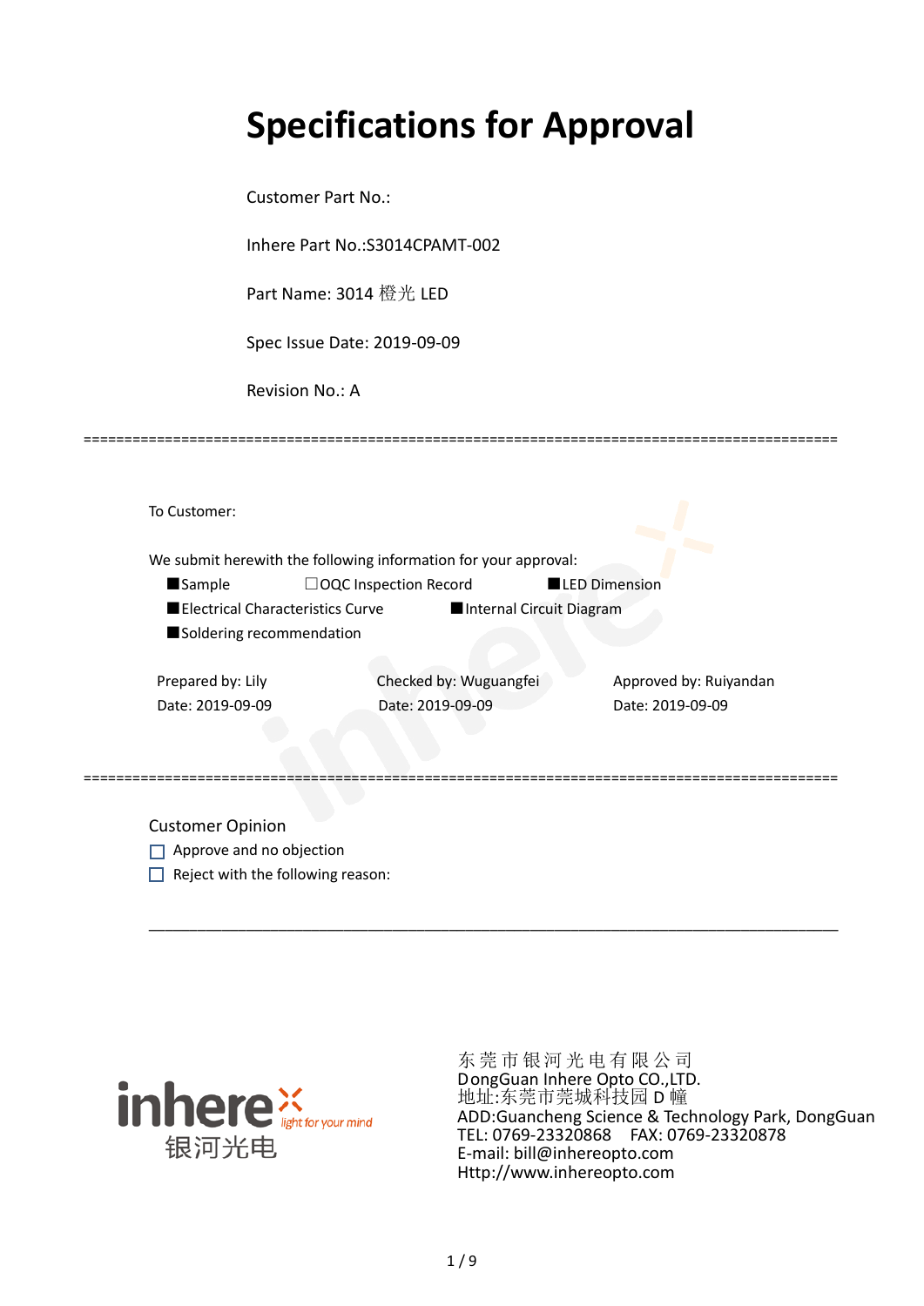# Specifications for Approval

Customer Part No.:

Inhere Part No.:S3014CPAMT-002

Part Name: 3014 橙光 LED

Spec Issue Date: 2019-09-09

Revision No.: A

==========================================================================================

To Customer:

We submit herewith the following information for your approval:

■Sample ☐OQC Inspection Record ■LED Dimension

■Electrical Characteristics Curve ■Internal Circuit Diagram

■Soldering recommendation

| Prepared by: Lily | Checked by: Wuguangfei | Approved by: Ruiyandan |
|---|---|---|
| Date: 2019-09-09 | Date: 2019-09-09 | Date: 2019-09-09 |

==========================================================================================

Customer Opinion

☐ Approve and no objection

☐ Reject with the following reason:

______________________________________________________________________________

inhere light for your mind 银河光电

东莞市银河光电有限公司
DongGuan Inhere Opto CO.,LTD.
地址:东莞市莞城科技园 D 幢
ADD:Guancheng Science & Technology Park, DongGuan
TEL: 0769-23320868 FAX: 0769-23320878
E-mail: bill@inhereopto.com
Http://www.inhereopto.com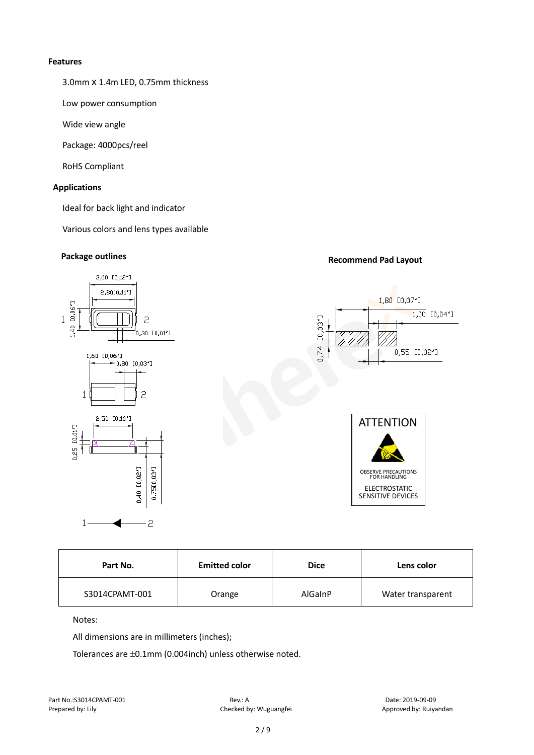### Features

3.0mm x 1.4m LED, 0.75mm thickness

Low power consumption

Wide view angle

Package: 4000pcs/reel

RoHS Compliant

### Applications

Ideal for back light and indicator

Various colors and lens types available

### Package outlines

### Recommend Pad Layout

ATTENTION

OBSERVE PRECAUTIONS FOR HANDLING

ELECTROSTATIC SENSITIVE DEVICES

| Part No. | Emitted color | Dice | Lens color |
|---|---|---|---|
| S3014CPAMT-001 | Orange | AlGaInP | Water transparent |

Notes:

All dimensions are in millimeters (inches);

Tolerances are ±0.1mm (0.004inch) unless otherwise noted.

Part No.:S3014CPAMT-001 Rev.: A Date: 2019-09-09

Prepared by: Lily Checked by: Wuguangfei Approved by: Ruiyandan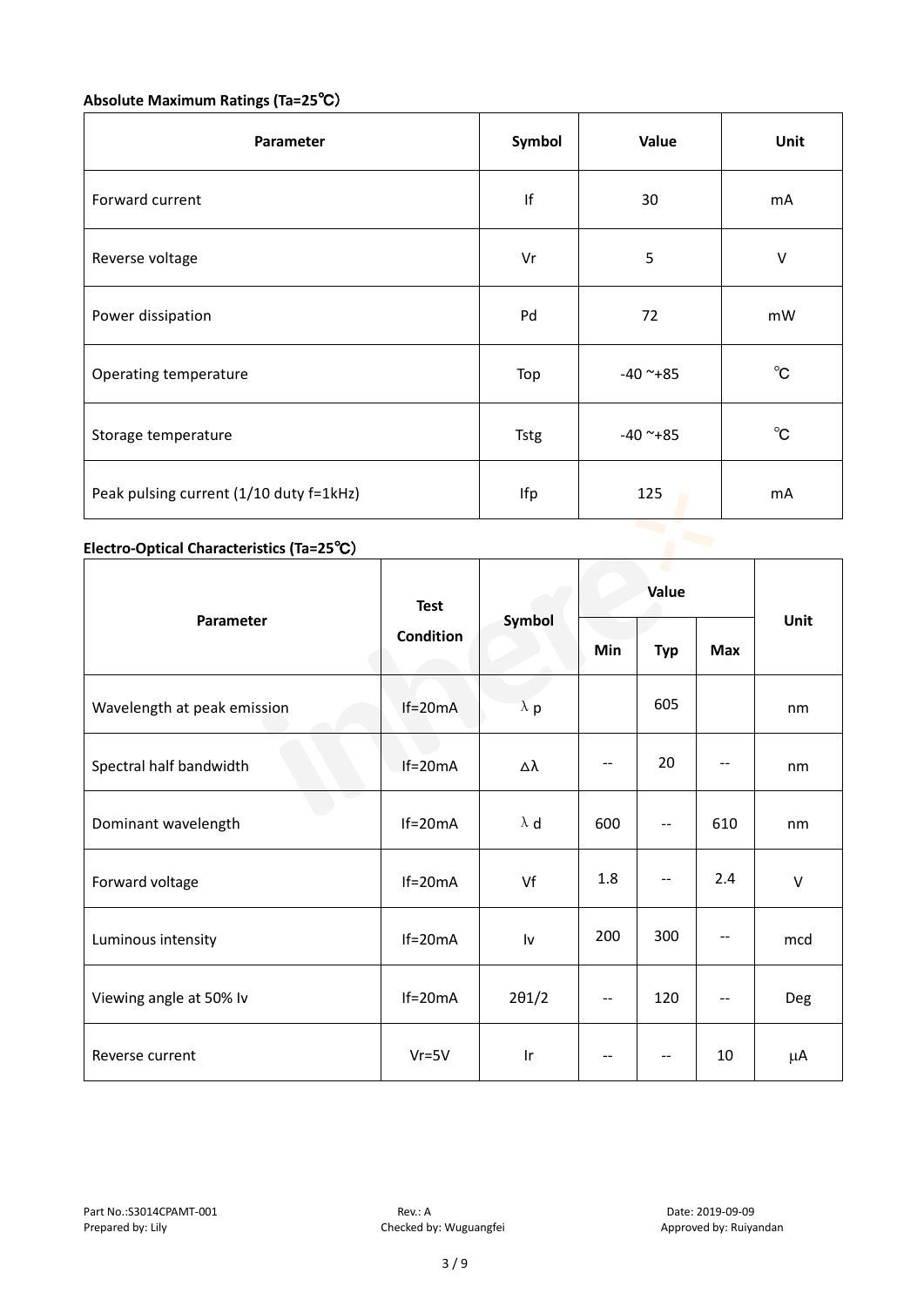**Absolute Maximum Ratings (Ta=25℃)**

| Parameter | Symbol | Value | Unit |
|---|---|---|---|
| Forward current | If | 30 | mA |
| Reverse voltage | Vr | 5 | V |
| Power dissipation | Pd | 72 | mW |
| Operating temperature | Top | -40 ~+85 | ℃ |
| Storage temperature | Tstg | -40 ~+85 | ℃ |
| Peak pulsing current (1/10 duty f=1kHz) | Ifp | 125 | mA |

**Electro-Optical Characteristics (Ta=25℃)**

| Parameter | Test Condition | Symbol | Value | | | Unit |
|---|---|---|---|---|---|---|
| | | | Min | Typ | Max | |
| Wavelength at peak emission | If=20mA | λ p | | 605 | | nm |
| Spectral half bandwidth | If=20mA | Δλ | -- | 20 | -- | nm |
| Dominant wavelength | If=20mA | λ d | 600 | -- | 610 | nm |
| Forward voltage | If=20mA | Vf | 1.8 | -- | 2.4 | V |
| Luminous intensity | If=20mA | Iv | 200 | 300 | -- | mcd |
| Viewing angle at 50% Iv | If=20mA | 2θ1/2 | -- | 120 | -- | Deg |
| Reverse current | Vr=5V | Ir | -- | -- | 10 | μA |

Part No.:S3014CPAMT-001 Rev.: A Date: 2019-09-09
Prepared by: Lily Checked by: Wuguangfei Approved by: Ruiyandan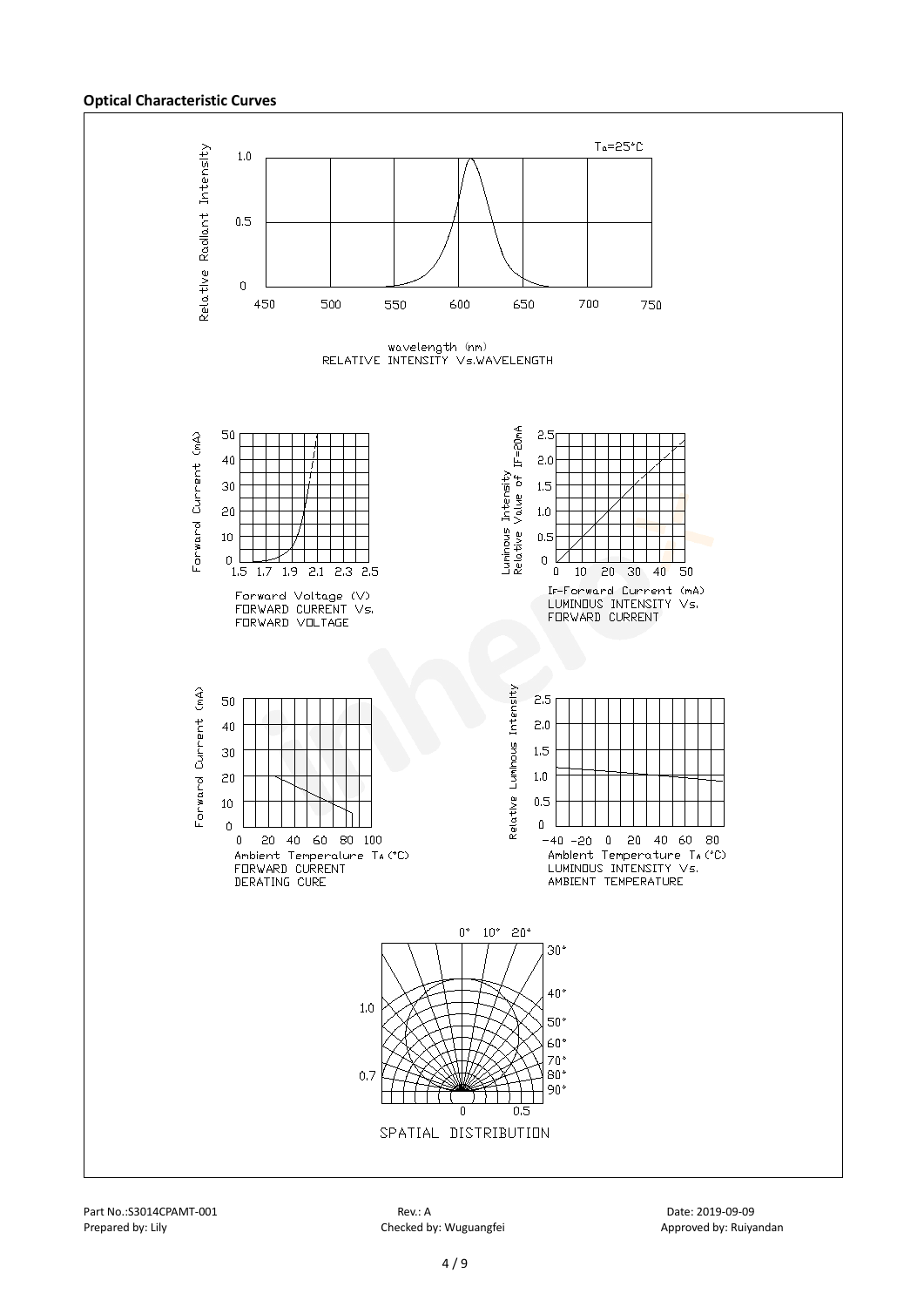**Optical Characteristic Curves**

$T_a$=25°C

Relative Radiant Intensity

wavelength (nm)
RELATIVE INTENSITY Vs.WAVELENGTH

Forward Current (mA)

Forward Voltage (V)
FORWARD CURRENT Vs.
FORWARD VOLTAGE

Luminous Intensity Relative Value of IF=20mA

$I_F$-Forward Current (mA)
LUMINOUS INTENSITY Vs.
FORWARD CURRENT

Forward Current (mA)

Ambient Temperature $T_A$(°C)
FORWARD CURRENT
DERATING CURE

Relative Luminous Intensity

Ambient Temperature $T_A$(°C)
LUMINOUS INTENSITY Vs.
AMBIENT TEMPERATURE

SPATIAL DISTRIBUTION

Part No.:S3014CPAMT-001 Rev.: A Date: 2019-09-09
Prepared by: Lily Checked by: Wuguangfei Approved by: Ruiyandan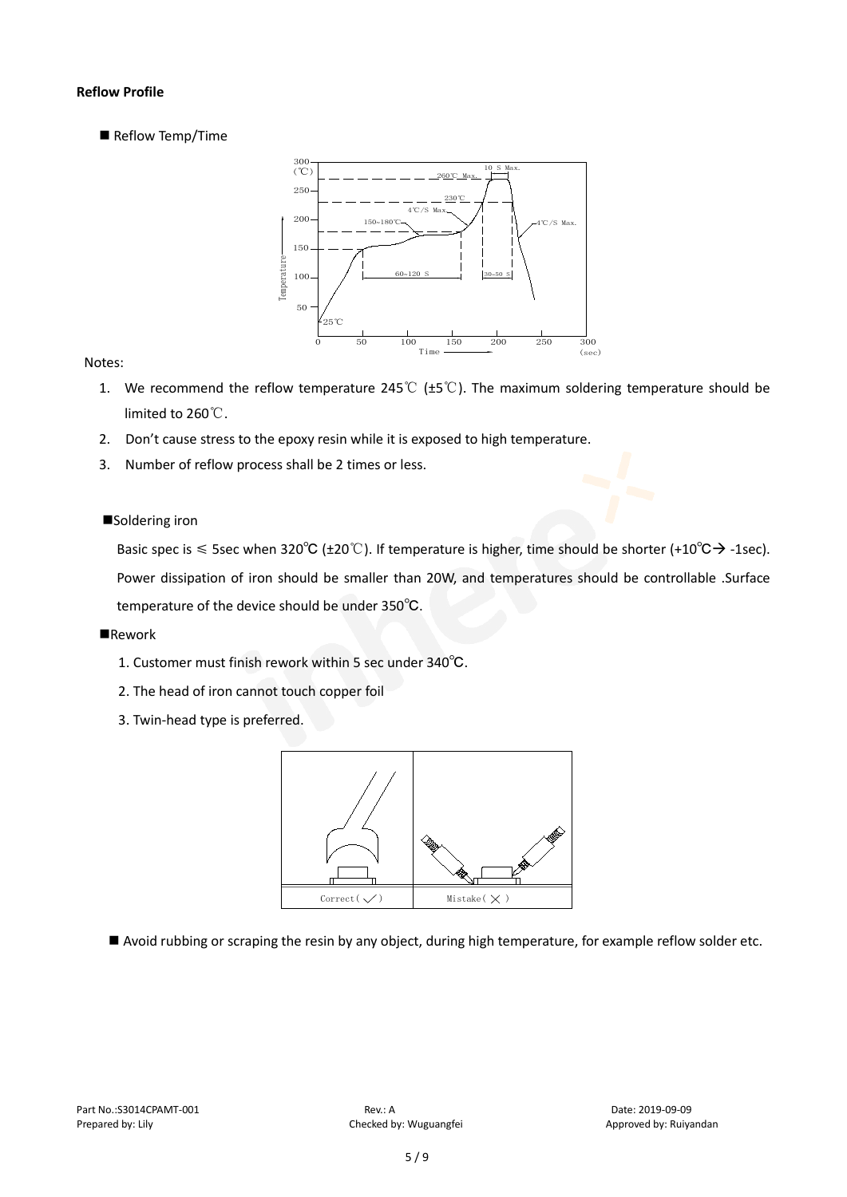**Reflow Profile**

■ Reflow Temp/Time

Notes:

1. We recommend the reflow temperature 245℃ (±5℃). The maximum soldering temperature should be limited to 260℃.
2. Don't cause stress to the epoxy resin while it is exposed to high temperature.
3. Number of reflow process shall be 2 times or less.

■Soldering iron

Basic spec is ≤ 5sec when 320℃ (±20℃). If temperature is higher, time should be shorter (+10℃→ -1sec). Power dissipation of iron should be smaller than 20W, and temperatures should be controllable .Surface temperature of the device should be under 350℃.

■Rework

1. Customer must finish rework within 5 sec under 340℃.
2. The head of iron cannot touch copper foil
3. Twin-head type is preferred.

■ Avoid rubbing or scraping the resin by any object, during high temperature, for example reflow solder etc.

Part No.:S3014CPAMT-001 | Rev.: A | Date: 2019-09-09
Prepared by: Lily | Checked by: Wuguangfei | Approved by: Ruiyandan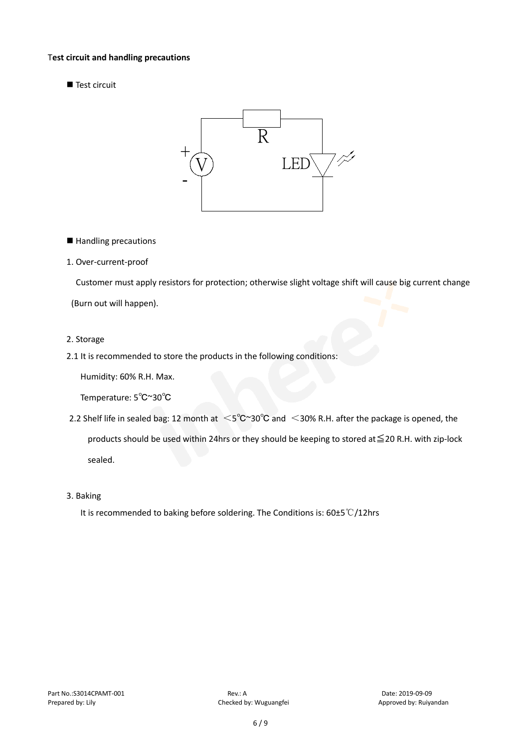**Test circuit and handling precautions**

■ Test circuit

■ Handling precautions

1. Over-current-proof

Customer must apply resistors for protection; otherwise slight voltage shift will cause big current change (Burn out will happen).

2. Storage

2.1 It is recommended to store the products in the following conditions:

Humidity: 60% R.H. Max.

Temperature: 5℃~30℃

2.2 Shelf life in sealed bag: 12 month at <5℃~30℃ and <30% R.H. after the package is opened, the products should be used within 24hrs or they should be keeping to stored at≦20 R.H. with zip-lock sealed.

3. Baking

It is recommended to baking before soldering. The Conditions is: 60±5℃/12hrs

Part No.:S3014CPAMT-001 Rev.: A Date: 2019-09-09
Prepared by: Lily Checked by: Wuguangfei Approved by: Ruiyandan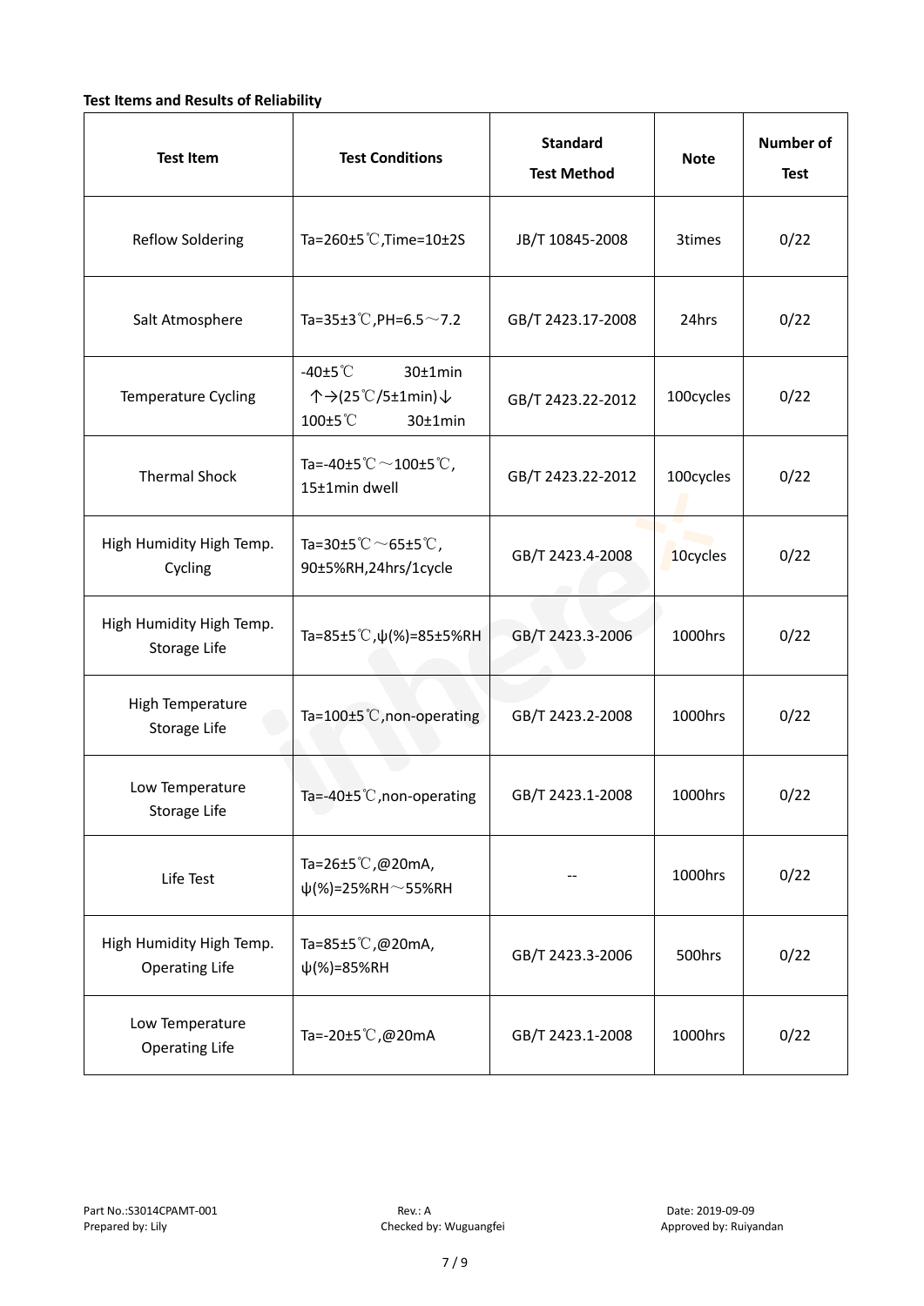**Test Items and Results of Reliability**

| Test Item | Test Conditions | Standard Test Method | Note | Number of Test |
|---|---|---|---|---|
| Reflow Soldering | Ta=260±5℃,Time=10±2S | JB/T 10845-2008 | 3times | 0/22 |
| Salt Atmosphere | Ta=35±3℃,PH=6.5～7.2 | GB/T 2423.17-2008 | 24hrs | 0/22 |
| Temperature Cycling | -40±5℃ 30±1min ↑→(25℃/5±1min)↓ 100±5℃ 30±1min | GB/T 2423.22-2012 | 100cycles | 0/22 |
| Thermal Shock | Ta=-40±5℃～100±5℃, 15±1min dwell | GB/T 2423.22-2012 | 100cycles | 0/22 |
| High Humidity High Temp. Cycling | Ta=30±5℃～65±5℃, 90±5%RH,24hrs/1cycle | GB/T 2423.4-2008 | 10cycles | 0/22 |
| High Humidity High Temp. Storage Life | Ta=85±5℃,ψ(%)=85±5%RH | GB/T 2423.3-2006 | 1000hrs | 0/22 |
| High Temperature Storage Life | Ta=100±5℃,non-operating | GB/T 2423.2-2008 | 1000hrs | 0/22 |
| Low Temperature Storage Life | Ta=-40±5℃,non-operating | GB/T 2423.1-2008 | 1000hrs | 0/22 |
| Life Test | Ta=26±5℃,@20mA, ψ(%)=25%RH～55%RH | -- | 1000hrs | 0/22 |
| High Humidity High Temp. Operating Life | Ta=85±5℃,@20mA, ψ(%)=85%RH | GB/T 2423.3-2006 | 500hrs | 0/22 |
| Low Temperature Operating Life | Ta=-20±5℃,@20mA | GB/T 2423.1-2008 | 1000hrs | 0/22 |

Part No.:S3014CPAMT-001　　Rev.: A　　Date: 2019-09-09

Prepared by: Lily　　Checked by: Wuguangfei　　Approved by: Ruiyandan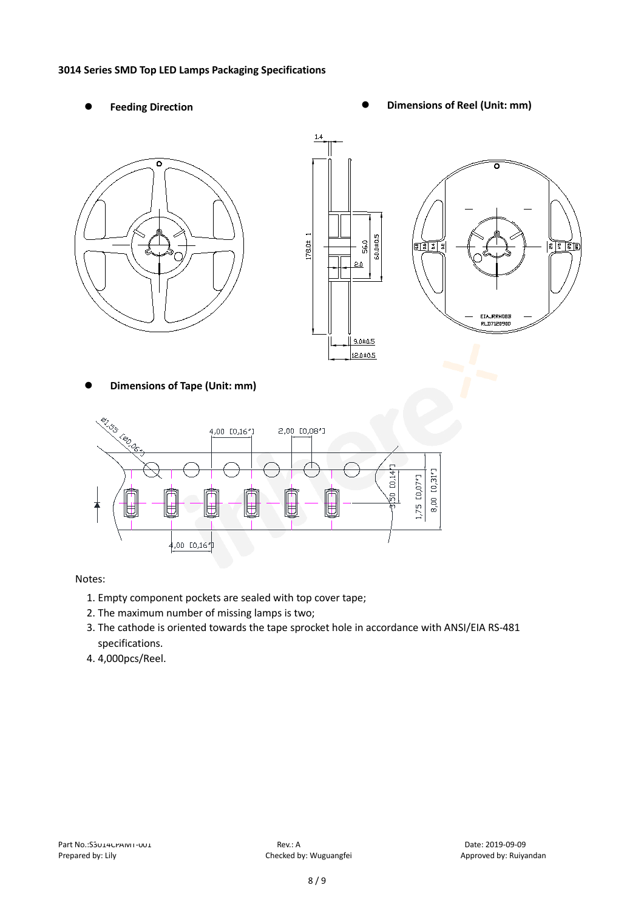**3014 Series SMD Top LED Lamps Packaging Specifications**

- **Feeding Direction**
- **Dimensions of Reel (Unit: mm)**

1.4

178.0± 1

56.0

60.0±0.5

2.0

9.0±0.5

12.0±0.5

EIAJ.RRH08B
RLD7120900

- **Dimensions of Tape (Unit: mm)**

Ø1.55 [Ø0.06"]

4.00 [0.16"]

2.00 [0.08"]

3.50 [0.14"]

1.75 [0.07"]

8.00 [0.31"]

4.00 [0.16"]

Notes:

1. Empty component pockets are sealed with top cover tape;
2. The maximum number of missing lamps is two;
3. The cathode is oriented towards the tape sprocket hole in accordance with ANSI/EIA RS-481 specifications.
4. 4,000pcs/Reel.

Part No.:S3014CPAMT-001 Rev.: A Date: 2019-09-09
Prepared by: Lily Checked by: Wuguangfei Approved by: Ruiyandan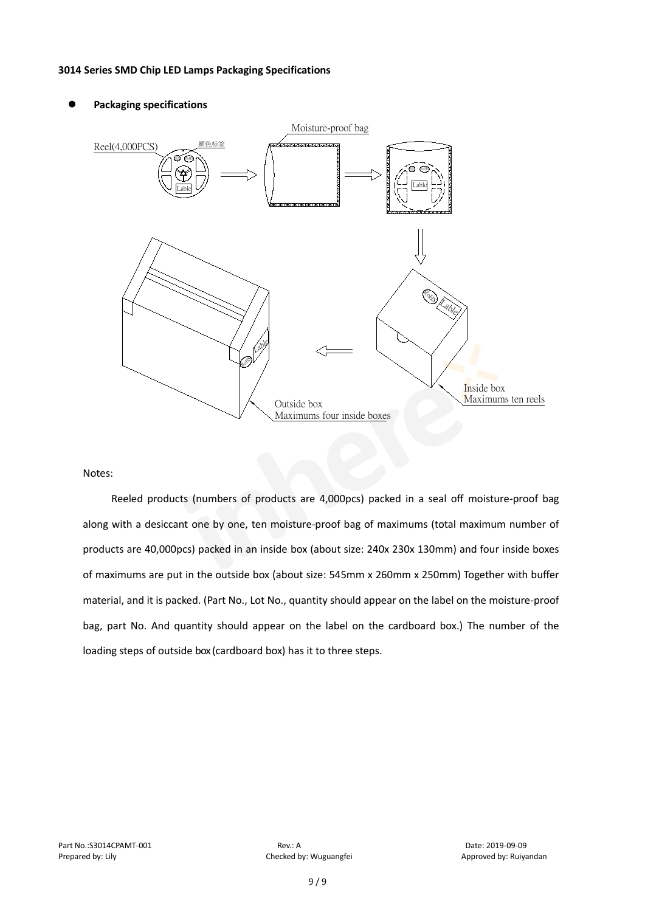**3014 Series SMD Chip LED Lamps Packaging Specifications**

- **Packaging specifications**

Moisture-proof bag

Reel(4,000PCS)

颜色标签

Lable

Lable

Lable

Lable

Inside box
Maximums ten reels

Outside box
Maximums four inside boxes

Notes:

Reeled products (numbers of products are 4,000pcs) packed in a seal off moisture-proof bag along with a desiccant one by one, ten moisture-proof bag of maximums (total maximum number of products are 40,000pcs) packed in an inside box (about size: 240x 230x 130mm) and four inside boxes of maximums are put in the outside box (about size: 545mm x 260mm x 250mm) Together with buffer material, and it is packed. (Part No., Lot No., quantity should appear on the label on the moisture-proof bag, part No. And quantity should appear on the label on the cardboard box.) The number of the loading steps of outside box (cardboard box) has it to three steps.

Part No.:S3014CPAMT-001 | Rev.: A | Date: 2019-09-09
Prepared by: Lily | Checked by: Wuguangfei | Approved by: Ruiyandan